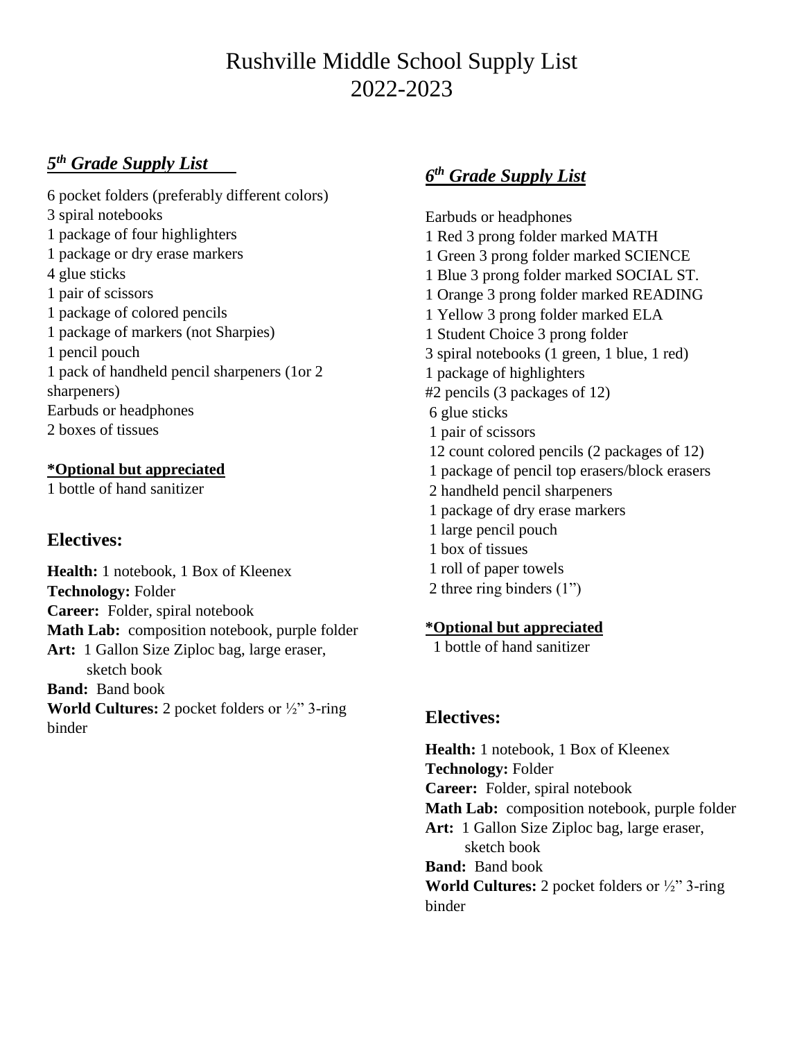# Rushville Middle School Supply List
# 2022-2023

## ***5th Grade Supply List***

6 pocket folders (preferably different colors)
3 spiral notebooks
1 package of four highlighters
1 package or dry erase markers
4 glue sticks
1 pair of scissors
1 package of colored pencils
1 package of markers (not Sharpies)
1 pencil pouch
1 pack of handheld pencil sharpeners (1or 2 sharpeners)
Earbuds or headphones
2 boxes of tissues

**\*Optional but appreciated**
1 bottle of hand sanitizer

### Electives:

**Health:** 1 notebook, 1 Box of Kleenex
**Technology:** Folder
**Career:** Folder, spiral notebook
**Math Lab:** composition notebook, purple folder
**Art:** 1 Gallon Size Ziploc bag, large eraser, sketch book
**Band:** Band book
**World Cultures:** 2 pocket folders or ½" 3-ring binder

## ***6th Grade Supply List***

Earbuds or headphones
1 Red 3 prong folder marked MATH
1 Green 3 prong folder marked SCIENCE
1 Blue 3 prong folder marked SOCIAL ST.
1 Orange 3 prong folder marked READING
1 Yellow 3 prong folder marked ELA
1 Student Choice 3 prong folder
3 spiral notebooks (1 green, 1 blue, 1 red)
1 package of highlighters
#2 pencils (3 packages of 12)
6 glue sticks
1 pair of scissors
12 count colored pencils (2 packages of 12)
1 package of pencil top erasers/block erasers
2 handheld pencil sharpeners
1 package of dry erase markers
1 large pencil pouch
1 box of tissues
1 roll of paper towels
2 three ring binders (1")

**\*Optional but appreciated**
1 bottle of hand sanitizer

### Electives:

**Health:** 1 notebook, 1 Box of Kleenex
**Technology:** Folder
**Career:** Folder, spiral notebook
**Math Lab:** composition notebook, purple folder
**Art:** 1 Gallon Size Ziploc bag, large eraser, sketch book
**Band:** Band book
**World Cultures:** 2 pocket folders or ½" 3-ring binder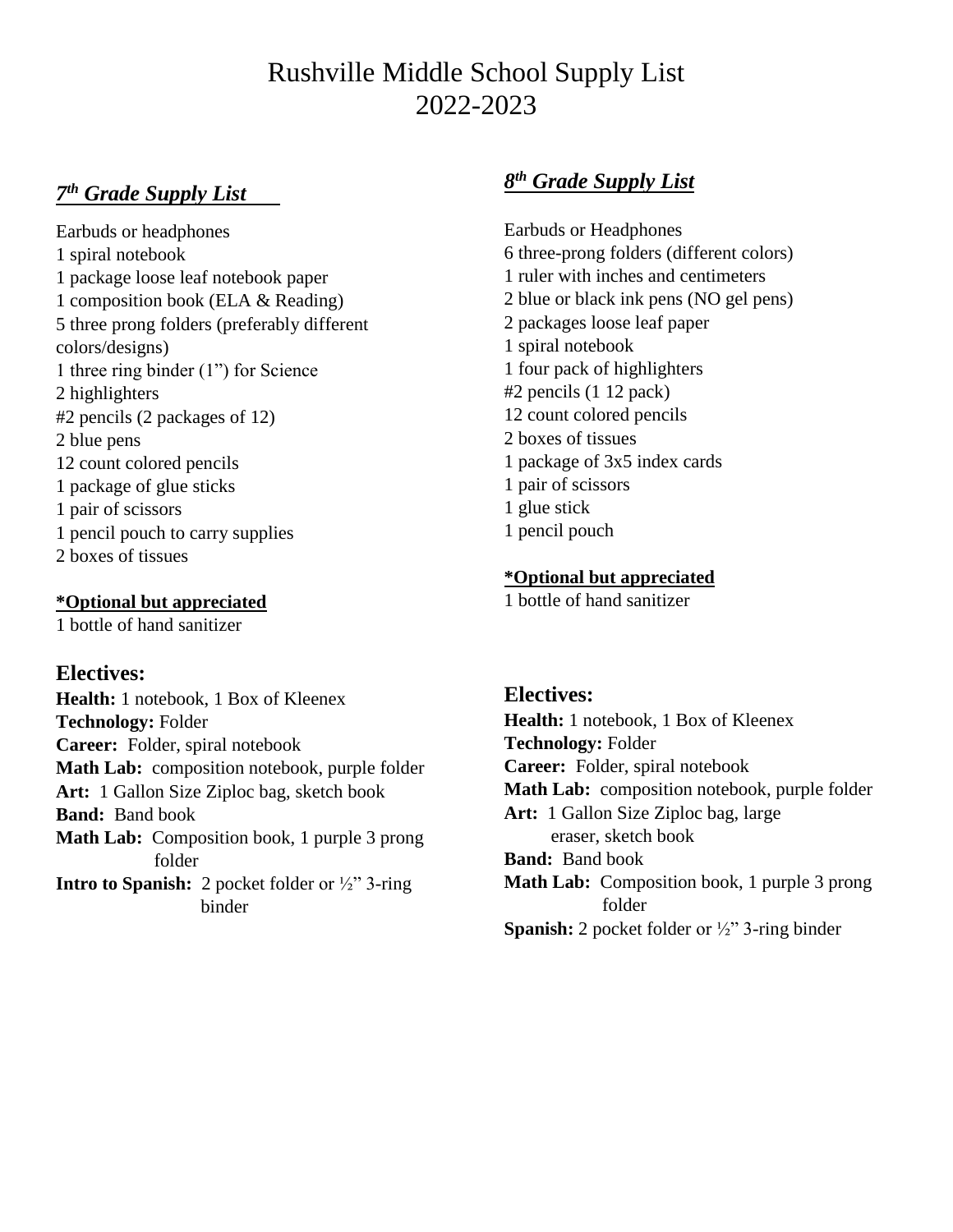# Rushville Middle School Supply List
# 2022-2023

## *7th Grade Supply List*

Earbuds or headphones
1 spiral notebook
1 package loose leaf notebook paper
1 composition book (ELA & Reading)
5 three prong folders (preferably different colors/designs)
1 three ring binder (1") for Science
2 highlighters
#2 pencils (2 packages of 12)
2 blue pens
12 count colored pencils
1 package of glue sticks
1 pair of scissors
1 pencil pouch to carry supplies
2 boxes of tissues

**\*Optional but appreciated**
1 bottle of hand sanitizer

### Electives:

**Health:** 1 notebook, 1 Box of Kleenex
**Technology:** Folder
**Career:** Folder, spiral notebook
**Math Lab:** composition notebook, purple folder
**Art:** 1 Gallon Size Ziploc bag, sketch book
**Band:** Band book
**Math Lab:** Composition book, 1 purple 3 prong folder
**Intro to Spanish:** 2 pocket folder or ½" 3-ring binder

## *8th Grade Supply List*

Earbuds or Headphones
6 three-prong folders (different colors)
1 ruler with inches and centimeters
2 blue or black ink pens (NO gel pens)
2 packages loose leaf paper
1 spiral notebook
1 four pack of highlighters
#2 pencils (1 12 pack)
12 count colored pencils
2 boxes of tissues
1 package of 3x5 index cards
1 pair of scissors
1 glue stick
1 pencil pouch

**\*Optional but appreciated**
1 bottle of hand sanitizer

### Electives:

**Health:** 1 notebook, 1 Box of Kleenex
**Technology:** Folder
**Career:** Folder, spiral notebook
**Math Lab:** composition notebook, purple folder
**Art:** 1 Gallon Size Ziploc bag, large eraser, sketch book
**Band:** Band book
**Math Lab:** Composition book, 1 purple 3 prong folder
**Spanish:** 2 pocket folder or ½" 3-ring binder